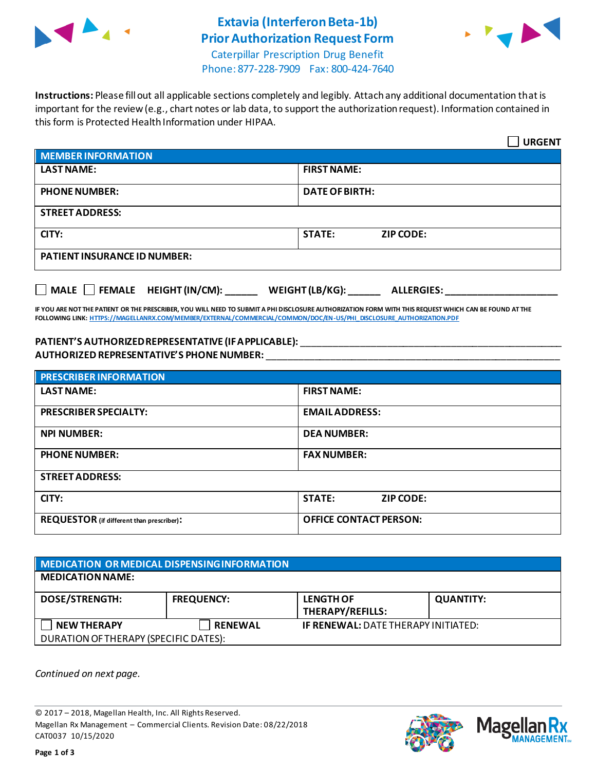# Extavia (Interferon Beta-1b) Prior Authorization Request Form

Caterpillar Prescription Drug Benefit
Phone: 877-228-7909 Fax: 800-424-7640

**Instructions:** Please fill out all applicable sections completely and legibly. Attach any additional documentation that is important for the review (e.g., chart notes or lab data, to support the authorization request). Information contained in this form is Protected Health Information under HIPAA.

☐ **URGENT**

| **MEMBER INFORMATION** | |
|---|---|
| **LAST NAME:** | **FIRST NAME:** |
| **PHONE NUMBER:** | **DATE OF BIRTH:** |
| **STREET ADDRESS:** | |
| **CITY:** | **STATE:** **ZIP CODE:** |
| **PATIENT INSURANCE ID NUMBER:** | |

☐ **MALE** ☐ **FEMALE** **HEIGHT (IN/CM):** ______ **WEIGHT (LB/KG):** ______ **ALLERGIES:** ____________________

**IF YOU ARE NOT THE PATIENT OR THE PRESCRIBER, YOU WILL NEED TO SUBMIT A PHI DISCLOSURE AUTHORIZATION FORM WITH THIS REQUEST WHICH CAN BE FOUND AT THE FOLLOWING LINK: HTTPS://MAGELLANRX.COM/MEMBER/EXTERNAL/COMMERCIAL/COMMON/DOC/EN-US/PHI_DISCLOSURE_AUTHORIZATION.PDF**

**PATIENT'S AUTHORIZED REPRESENTATIVE (IF APPLICABLE):** ____________________________________________
**AUTHORIZED REPRESENTATIVE'S PHONE NUMBER:** ____________________________________________

| **PRESCRIBER INFORMATION** | |
|---|---|
| **LAST NAME:** | **FIRST NAME:** |
| **PRESCRIBER SPECIALTY:** | **EMAIL ADDRESS:** |
| **NPI NUMBER:** | **DEA NUMBER:** |
| **PHONE NUMBER:** | **FAX NUMBER:** |
| **STREET ADDRESS:** | |
| **CITY:** | **STATE:** **ZIP CODE:** |
| **REQUESTOR** (if different than prescriber)**:** | **OFFICE CONTACT PERSON:** |

| **MEDICATION OR MEDICAL DISPENSING INFORMATION** | | | |
|---|---|---|---|
| **MEDICATION NAME:** | | | |
| **DOSE/STRENGTH:** | **FREQUENCY:** | **LENGTH OF THERAPY/REFILLS:** | **QUANTITY:** |
| ☐ **NEW THERAPY** | ☐ **RENEWAL** | **IF RENEWAL:** DATE THERAPY INITIATED: | |
| DURATION OF THERAPY (SPECIFIC DATES): | | | |

*Continued on next page.*

© 2017 – 2018, Magellan Health, Inc. All Rights Reserved.
Magellan Rx Management – Commercial Clients. Revision Date: 08/22/2018
CAT0037 10/15/2020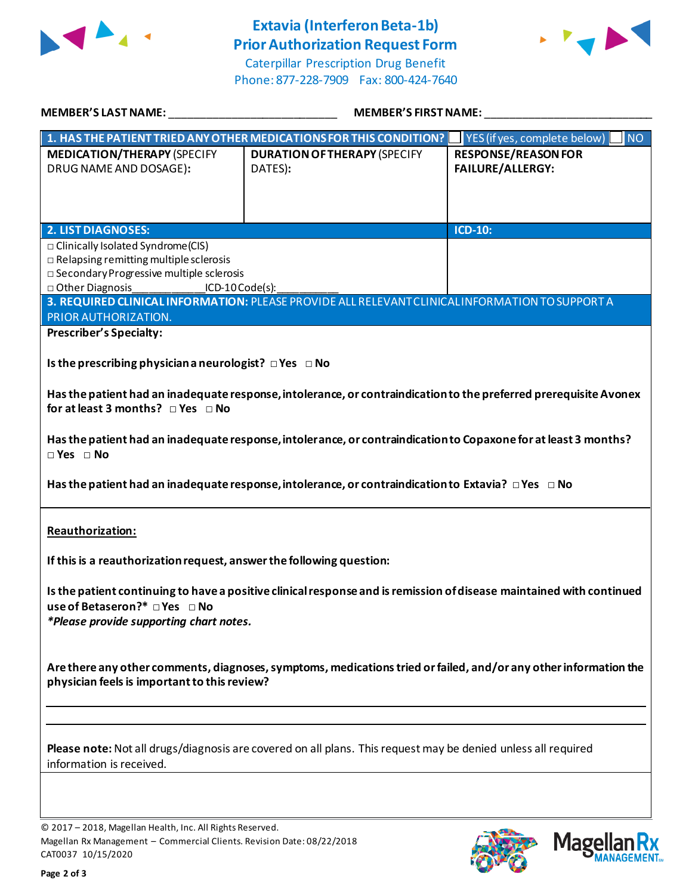# Extavia (Interferon Beta-1b)
## Prior Authorization Request Form
Caterpillar Prescription Drug Benefit
Phone: 877-228-7909 Fax: 800-424-7640

**MEMBER'S LAST NAME:** ___________________________ **MEMBER'S FIRST NAME:** ___________________________

| **1. HAS THE PATIENT TRIED ANY OTHER MEDICATIONS FOR THIS CONDITION?** | | ☐ YES (if yes, complete below) ☐ NO |
|---|---|---|
| **MEDICATION/THERAPY** (SPECIFY DRUG NAME AND DOSAGE): | **DURATION OF THERAPY** (SPECIFY DATES): | **RESPONSE/REASON FOR FAILURE/ALLERGY:** |
| | | |

| **2. LIST DIAGNOSES:** | **ICD-10:** |
|---|---|
| □ Clinically Isolated Syndrome (CIS)<br>□ Relapsing remitting multiple sclerosis<br>□ Secondary Progressive multiple sclerosis<br>□ Other Diagnosis___________ICD-10 Code(s):__________ | |

**3. REQUIRED CLINICAL INFORMATION:** PLEASE PROVIDE ALL RELEVANT CLINICAL INFORMATION TO SUPPORT A PRIOR AUTHORIZATION.

**Prescriber's Specialty:**

**Is the prescribing physician a neurologist?** □ Yes □ No

**Has the patient had an inadequate response, intolerance, or contraindication to the preferred prerequisite Avonex for at least 3 months?** □ Yes □ No

**Has the patient had an inadequate response, intolerance, or contraindication to Copaxone for at least 3 months?** □ Yes □ No

**Has the patient had an inadequate response, intolerance, or contraindication to Extavia?** □ Yes □ No

**Reauthorization:**

**If this is a reauthorization request, answer the following question:**

**Is the patient continuing to have a positive clinical response and is remission of disease maintained with continued use of Betaseron?*** □ Yes □ No
***Please provide supporting chart notes.***

**Are there any other comments, diagnoses, symptoms, medications tried or failed, and/or any other information the physician feels is important to this review?**

_______________________________________________________________________________

_______________________________________________________________________________

**Please note:** Not all drugs/diagnosis are covered on all plans. This request may be denied unless all required information is received.

© 2017 – 2018, Magellan Health, Inc. All Rights Reserved.
Magellan Rx Management – Commercial Clients. Revision Date: 08/22/2018
CAT0037 10/15/2020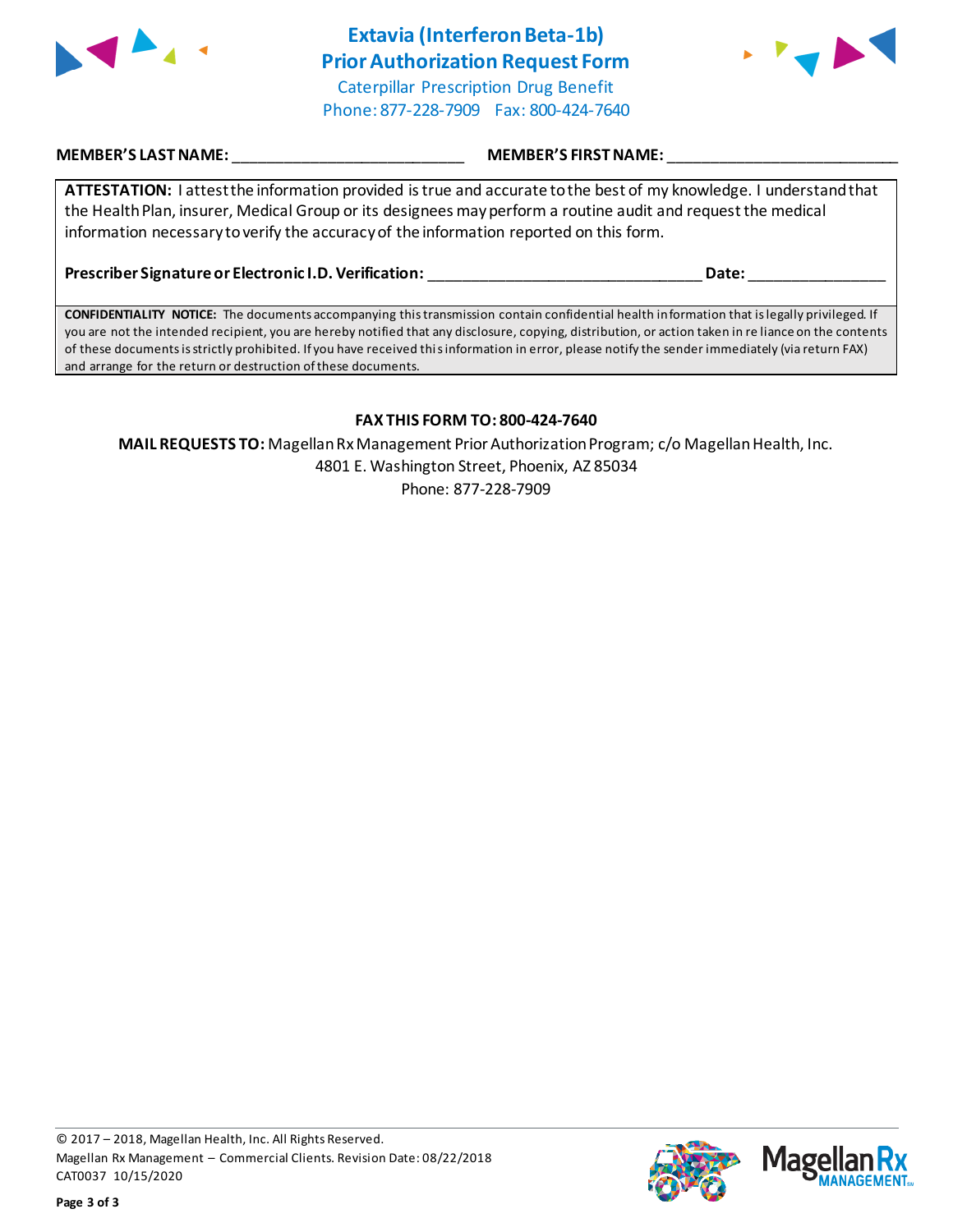**MEMBER'S LAST NAME:** ___________________________ **MEMBER'S FIRST NAME:** ___________________________

**ATTESTATION:** I attest the information provided is true and accurate to the best of my knowledge. I understand that the Health Plan, insurer, Medical Group or its designees may perform a routine audit and request the medical information necessary to verify the accuracy of the information reported on this form.

**Prescriber Signature or Electronic I.D. Verification:** _______________________________ **Date:** ________________

**CONFIDENTIALITY NOTICE:** The documents accompanying this transmission contain confidential health information that is legally privileged. If you are not the intended recipient, you are hereby notified that any disclosure, copying, distribution, or action taken in re liance on the contents of these documents is strictly prohibited. If you have received this information in error, please notify the sender immediately (via return FAX) and arrange for the return or destruction of these documents.

**FAX THIS FORM TO: 800-424-7640**

**MAIL REQUESTS TO:** Magellan Rx Management Prior Authorization Program; c/o Magellan Health, Inc.
4801 E. Washington Street, Phoenix, AZ 85034
Phone: 877-228-7909

© 2017 – 2018, Magellan Health, Inc. All Rights Reserved.
Magellan Rx Management – Commercial Clients. Revision Date: 08/22/2018
CAT0037 10/15/2020